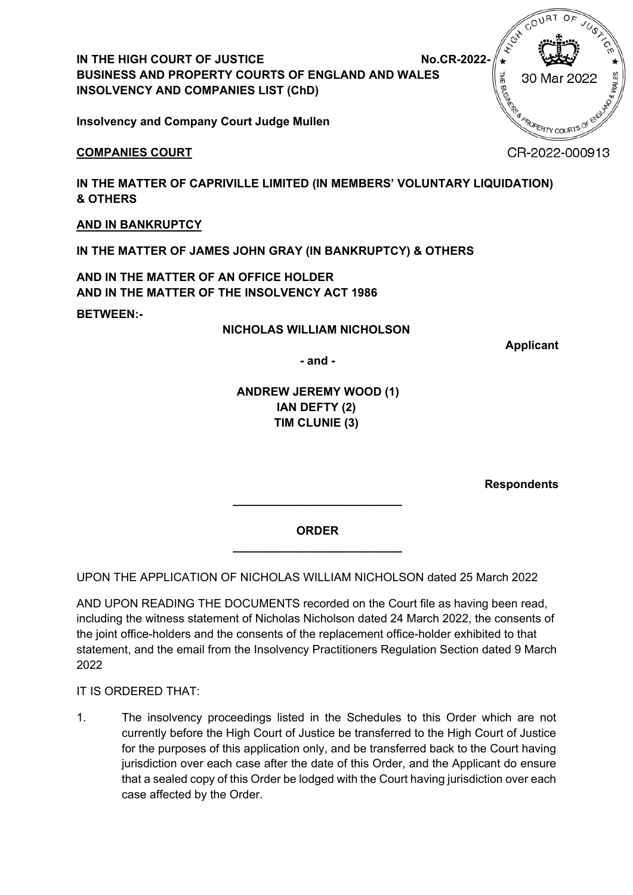**IN THE HIGH COURT OF JUSTICE** **No.CR-2022-**
**BUSINESS AND PROPERTY COURTS OF ENGLAND AND WALES**
**INSOLVENCY AND COMPANIES LIST (ChD)**

COURT OF JUSTICE THE BUSINESS & PROPERTY COURTS OF ENGLAND & WALES
30 Mar 2022

**Insolvency and Company Court Judge Mullen**

CR-2022-000913

**COMPANIES COURT**

**IN THE MATTER OF CAPRIVILLE LIMITED (IN MEMBERS' VOLUNTARY LIQUIDATION) & OTHERS**

**AND IN BANKRUPTCY**

**IN THE MATTER OF JAMES JOHN GRAY (IN BANKRUPTCY) & OTHERS**

**AND IN THE MATTER OF AN OFFICE HOLDER**
**AND IN THE MATTER OF THE INSOLVENCY ACT 1986**

**BETWEEN:-**

**NICHOLAS WILLIAM NICHOLSON**

**Applicant**

**- and -**

**ANDREW JEREMY WOOD (1)**
**IAN DEFTY (2)**
**TIM CLUNIE (3)**

**Respondents**

---

**ORDER**

---

UPON THE APPLICATION OF NICHOLAS WILLIAM NICHOLSON dated 25 March 2022

AND UPON READING THE DOCUMENTS recorded on the Court file as having been read, including the witness statement of Nicholas Nicholson dated 24 March 2022, the consents of the joint office-holders and the consents of the replacement office-holder exhibited to that statement, and the email from the Insolvency Practitioners Regulation Section dated 9 March 2022

IT IS ORDERED THAT:

1. The insolvency proceedings listed in the Schedules to this Order which are not currently before the High Court of Justice be transferred to the High Court of Justice for the purposes of this application only, and be transferred back to the Court having jurisdiction over each case after the date of this Order, and the Applicant do ensure that a sealed copy of this Order be lodged with the Court having jurisdiction over each case affected by the Order.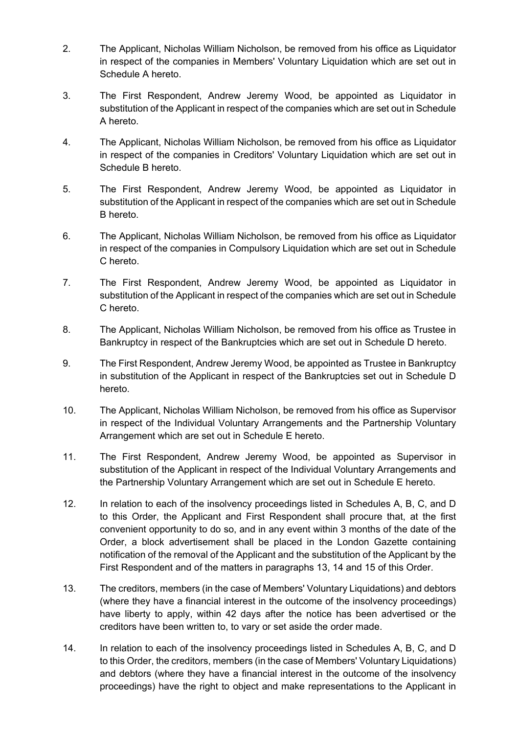2. The Applicant, Nicholas William Nicholson, be removed from his office as Liquidator in respect of the companies in Members' Voluntary Liquidation which are set out in Schedule A hereto.

3. The First Respondent, Andrew Jeremy Wood, be appointed as Liquidator in substitution of the Applicant in respect of the companies which are set out in Schedule A hereto.

4. The Applicant, Nicholas William Nicholson, be removed from his office as Liquidator in respect of the companies in Creditors' Voluntary Liquidation which are set out in Schedule B hereto.

5. The First Respondent, Andrew Jeremy Wood, be appointed as Liquidator in substitution of the Applicant in respect of the companies which are set out in Schedule B hereto.

6. The Applicant, Nicholas William Nicholson, be removed from his office as Liquidator in respect of the companies in Compulsory Liquidation which are set out in Schedule C hereto.

7. The First Respondent, Andrew Jeremy Wood, be appointed as Liquidator in substitution of the Applicant in respect of the companies which are set out in Schedule C hereto.

8. The Applicant, Nicholas William Nicholson, be removed from his office as Trustee in Bankruptcy in respect of the Bankruptcies which are set out in Schedule D hereto.

9. The First Respondent, Andrew Jeremy Wood, be appointed as Trustee in Bankruptcy in substitution of the Applicant in respect of the Bankruptcies set out in Schedule D hereto.

10. The Applicant, Nicholas William Nicholson, be removed from his office as Supervisor in respect of the Individual Voluntary Arrangements and the Partnership Voluntary Arrangement which are set out in Schedule E hereto.

11. The First Respondent, Andrew Jeremy Wood, be appointed as Supervisor in substitution of the Applicant in respect of the Individual Voluntary Arrangements and the Partnership Voluntary Arrangement which are set out in Schedule E hereto.

12. In relation to each of the insolvency proceedings listed in Schedules A, B, C, and D to this Order, the Applicant and First Respondent shall procure that, at the first convenient opportunity to do so, and in any event within 3 months of the date of the Order, a block advertisement shall be placed in the London Gazette containing notification of the removal of the Applicant and the substitution of the Applicant by the First Respondent and of the matters in paragraphs 13, 14 and 15 of this Order.

13. The creditors, members (in the case of Members' Voluntary Liquidations) and debtors (where they have a financial interest in the outcome of the insolvency proceedings) have liberty to apply, within 42 days after the notice has been advertised or the creditors have been written to, to vary or set aside the order made.

14. In relation to each of the insolvency proceedings listed in Schedules A, B, C, and D to this Order, the creditors, members (in the case of Members' Voluntary Liquidations) and debtors (where they have a financial interest in the outcome of the insolvency proceedings) have the right to object and make representations to the Applicant in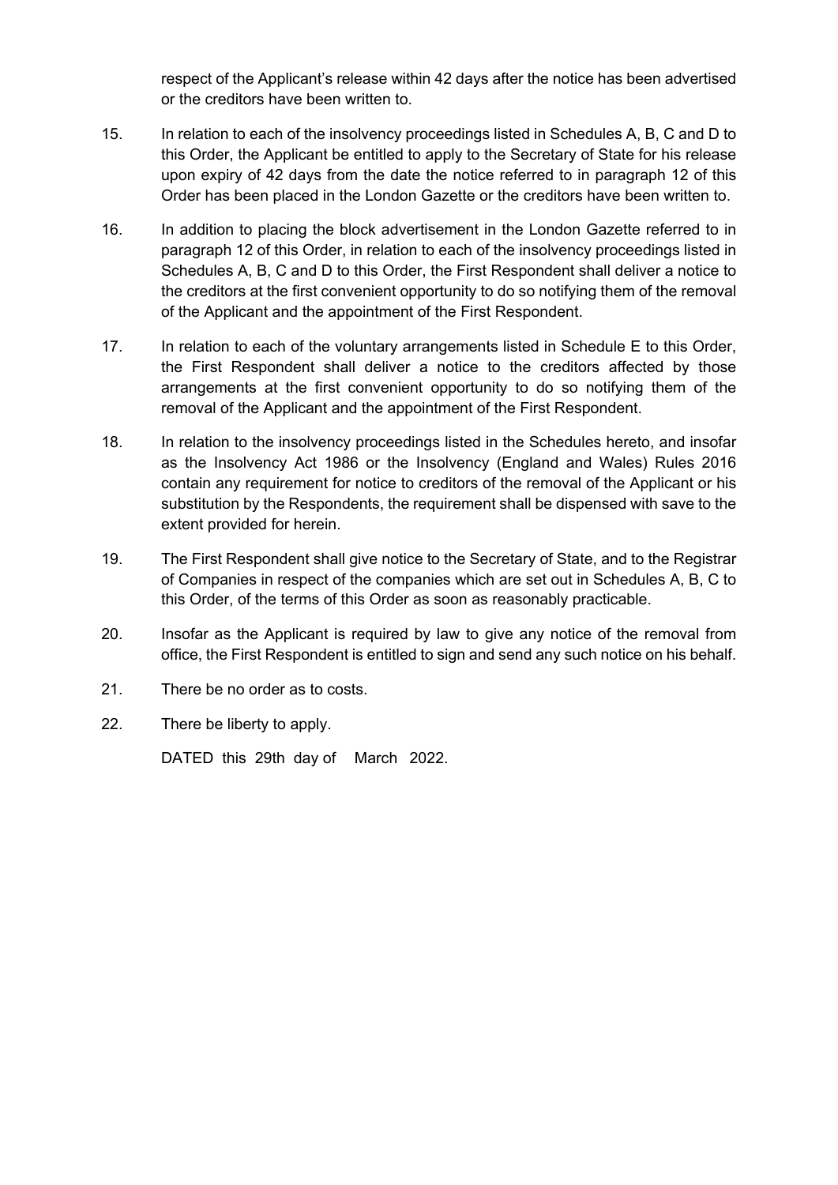respect of the Applicant's release within 42 days after the notice has been advertised or the creditors have been written to.

15. In relation to each of the insolvency proceedings listed in Schedules A, B, C and D to this Order, the Applicant be entitled to apply to the Secretary of State for his release upon expiry of 42 days from the date the notice referred to in paragraph 12 of this Order has been placed in the London Gazette or the creditors have been written to.

16. In addition to placing the block advertisement in the London Gazette referred to in paragraph 12 of this Order, in relation to each of the insolvency proceedings listed in Schedules A, B, C and D to this Order, the First Respondent shall deliver a notice to the creditors at the first convenient opportunity to do so notifying them of the removal of the Applicant and the appointment of the First Respondent.

17. In relation to each of the voluntary arrangements listed in Schedule E to this Order, the First Respondent shall deliver a notice to the creditors affected by those arrangements at the first convenient opportunity to do so notifying them of the removal of the Applicant and the appointment of the First Respondent.

18. In relation to the insolvency proceedings listed in the Schedules hereto, and insofar as the Insolvency Act 1986 or the Insolvency (England and Wales) Rules 2016 contain any requirement for notice to creditors of the removal of the Applicant or his substitution by the Respondents, the requirement shall be dispensed with save to the extent provided for herein.

19. The First Respondent shall give notice to the Secretary of State, and to the Registrar of Companies in respect of the companies which are set out in Schedules A, B, C to this Order, of the terms of this Order as soon as reasonably practicable.

20. Insofar as the Applicant is required by law to give any notice of the removal from office, the First Respondent is entitled to sign and send any such notice on his behalf.

21. There be no order as to costs.

22. There be liberty to apply.

DATED this 29th day of March 2022.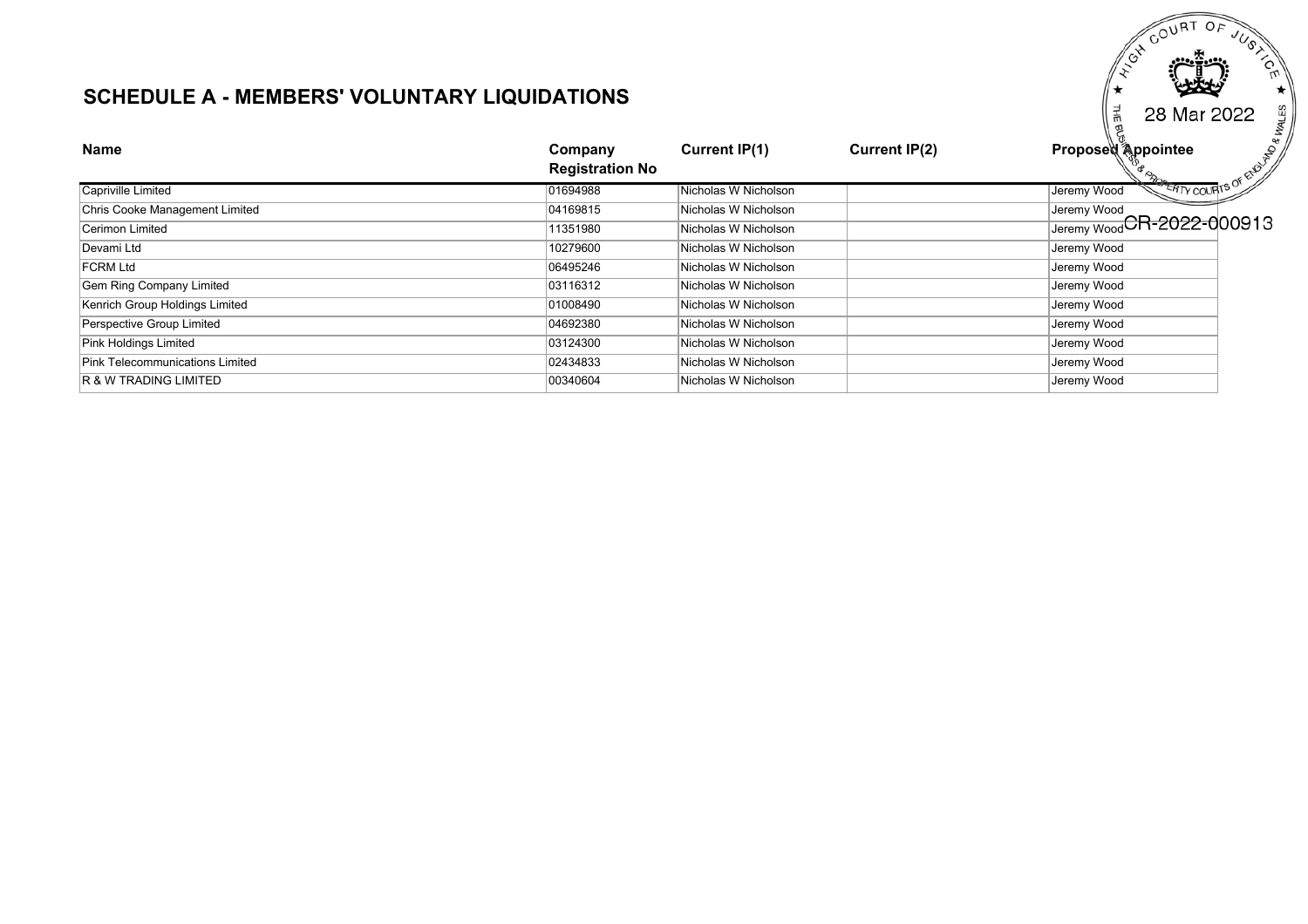## SCHEDULE A - MEMBERS' VOLUNTARY LIQUIDATIONS

HIGH COURT OF JUSTICE
THE BUSINESS & PROPERTY COURTS OF ENGLAND & WALES
28 Mar 2022
CR-2022-000913

| Name | Company Registration No | Current IP(1) | Current IP(2) | Proposed Appointee |
|---|---|---|---|---|
| Capriville Limited | 01694988 | Nicholas W Nicholson | | Jeremy Wood |
| Chris Cooke Management Limited | 04169815 | Nicholas W Nicholson | | Jeremy Wood |
| Cerimon Limited | 11351980 | Nicholas W Nicholson | | Jeremy Wood |
| Devami Ltd | 10279600 | Nicholas W Nicholson | | Jeremy Wood |
| FCRM Ltd | 06495246 | Nicholas W Nicholson | | Jeremy Wood |
| Gem Ring Company Limited | 03116312 | Nicholas W Nicholson | | Jeremy Wood |
| Kenrich Group Holdings Limited | 01008490 | Nicholas W Nicholson | | Jeremy Wood |
| Perspective Group Limited | 04692380 | Nicholas W Nicholson | | Jeremy Wood |
| Pink Holdings Limited | 03124300 | Nicholas W Nicholson | | Jeremy Wood |
| Pink Telecommunications Limited | 02434833 | Nicholas W Nicholson | | Jeremy Wood |
| R & W TRADING LIMITED | 00340604 | Nicholas W Nicholson | | Jeremy Wood |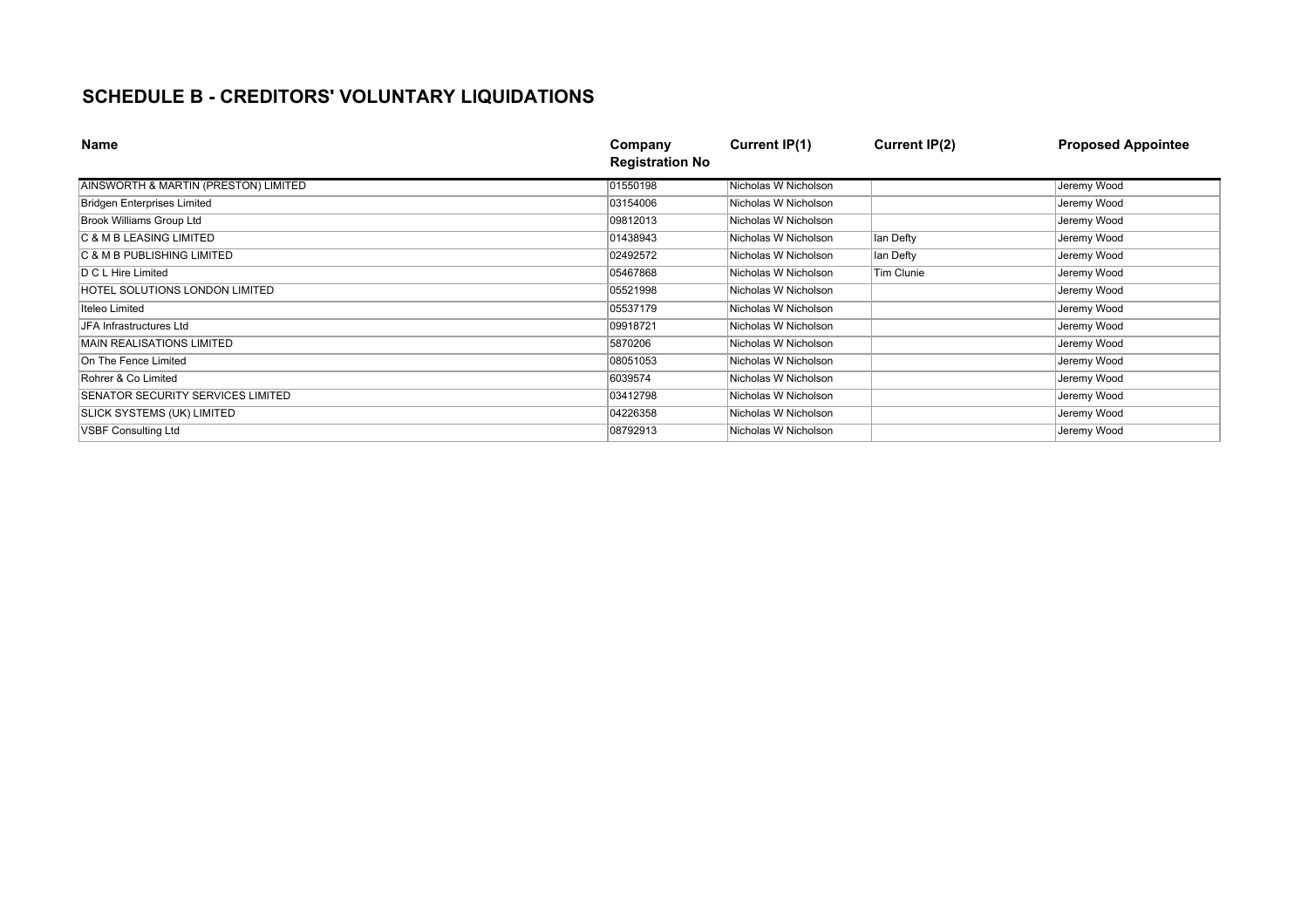# SCHEDULE B - CREDITORS' VOLUNTARY LIQUIDATIONS

| Name | Company Registration No | Current IP(1) | Current IP(2) | Proposed Appointee |
|---|---|---|---|---|
| AINSWORTH & MARTIN (PRESTON) LIMITED | 01550198 | Nicholas W Nicholson | | Jeremy Wood |
| Bridgen Enterprises Limited | 03154006 | Nicholas W Nicholson | | Jeremy Wood |
| Brook Williams Group Ltd | 09812013 | Nicholas W Nicholson | | Jeremy Wood |
| C & M B LEASING LIMITED | 01438943 | Nicholas W Nicholson | Ian Defty | Jeremy Wood |
| C & M B PUBLISHING LIMITED | 02492572 | Nicholas W Nicholson | Ian Defty | Jeremy Wood |
| D C L Hire Limited | 05467868 | Nicholas W Nicholson | Tim Clunie | Jeremy Wood |
| HOTEL SOLUTIONS LONDON LIMITED | 05521998 | Nicholas W Nicholson | | Jeremy Wood |
| Iteleo Limited | 05537179 | Nicholas W Nicholson | | Jeremy Wood |
| JFA Infrastructures Ltd | 09918721 | Nicholas W Nicholson | | Jeremy Wood |
| MAIN REALISATIONS LIMITED | 5870206 | Nicholas W Nicholson | | Jeremy Wood |
| On The Fence Limited | 08051053 | Nicholas W Nicholson | | Jeremy Wood |
| Rohrer & Co Limited | 6039574 | Nicholas W Nicholson | | Jeremy Wood |
| SENATOR SECURITY SERVICES LIMITED | 03412798 | Nicholas W Nicholson | | Jeremy Wood |
| SLICK SYSTEMS (UK) LIMITED | 04226358 | Nicholas W Nicholson | | Jeremy Wood |
| VSBF Consulting Ltd | 08792913 | Nicholas W Nicholson | | Jeremy Wood |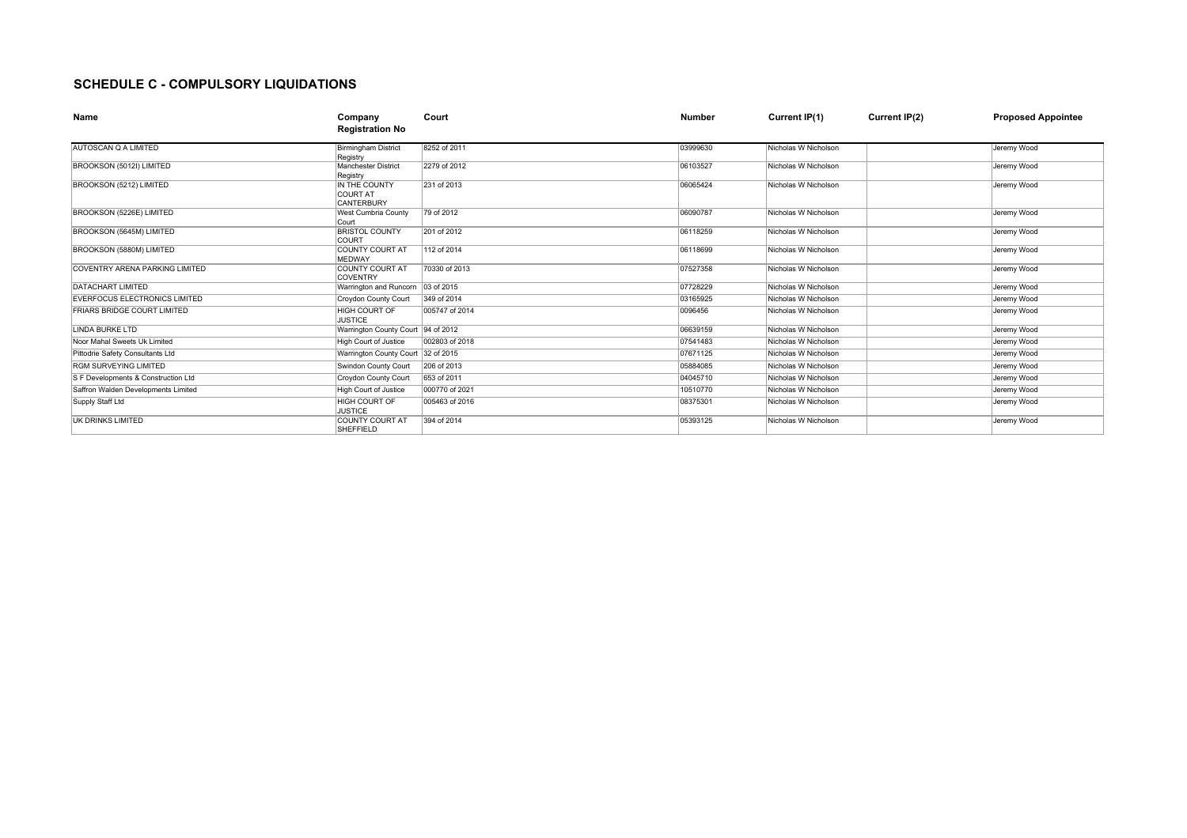## SCHEDULE C - COMPULSORY LIQUIDATIONS

| Name | Company Registration No | Court | Number | Current IP(1) | Current IP(2) | Proposed Appointee |
|---|---|---|---|---|---|---|
| AUTOSCAN Q A LIMITED | Birmingham District Registry | 8252 of 2011 | 03999630 | Nicholas W Nicholson | | Jeremy Wood |
| BROOKSON (5012I) LIMITED | Manchester District Registry | 2279 of 2012 | 06103527 | Nicholas W Nicholson | | Jeremy Wood |
| BROOKSON (5212) LIMITED | IN THE COUNTY COURT AT CANTERBURY | 231 of 2013 | 06065424 | Nicholas W Nicholson | | Jeremy Wood |
| BROOKSON (5226E) LIMITED | West Cumbria County Court | 79 of 2012 | 06090787 | Nicholas W Nicholson | | Jeremy Wood |
| BROOKSON (5645M) LIMITED | BRISTOL COUNTY COURT | 201 of 2012 | 06118259 | Nicholas W Nicholson | | Jeremy Wood |
| BROOKSON (5880M) LIMITED | COUNTY COURT AT MEDWAY | 112 of 2014 | 06118699 | Nicholas W Nicholson | | Jeremy Wood |
| COVENTRY ARENA PARKING LIMITED | COUNTY COURT AT COVENTRY | 70330 of 2013 | 07527358 | Nicholas W Nicholson | | Jeremy Wood |
| DATACHART LIMITED | Warrington and Runcorn | 03 of 2015 | 07728229 | Nicholas W Nicholson | | Jeremy Wood |
| EVERFOCUS ELECTRONICS LIMITED | Croydon County Court | 349 of 2014 | 03165925 | Nicholas W Nicholson | | Jeremy Wood |
| FRIARS BRIDGE COURT LIMITED | HIGH COURT OF JUSTICE | 005747 of 2014 | 0096456 | Nicholas W Nicholson | | Jeremy Wood |
| LINDA BURKE LTD | Warrington County Court | 94 of 2012 | 06639159 | Nicholas W Nicholson | | Jeremy Wood |
| Noor Mahal Sweets Uk Limited | High Court of Justice | 002803 of 2018 | 07541483 | Nicholas W Nicholson | | Jeremy Wood |
| Pittodrie Safety Consultants Ltd | Warrington County Court | 32 of 2015 | 07671125 | Nicholas W Nicholson | | Jeremy Wood |
| RGM SURVEYING LIMITED | Swindon County Court | 206 of 2013 | 05884085 | Nicholas W Nicholson | | Jeremy Wood |
| S F Developments & Construction Ltd | Croydon County Court | 653 of 2011 | 04045710 | Nicholas W Nicholson | | Jeremy Wood |
| Saffron Walden Developments Limited | High Court of Justice | 000770 of 2021 | 10510770 | Nicholas W Nicholson | | Jeremy Wood |
| Supply Staff Ltd | HIGH COURT OF JUSTICE | 005463 of 2016 | 08375301 | Nicholas W Nicholson | | Jeremy Wood |
| UK DRINKS LIMITED | COUNTY COURT AT SHEFFIELD | 394 of 2014 | 05393125 | Nicholas W Nicholson | | Jeremy Wood |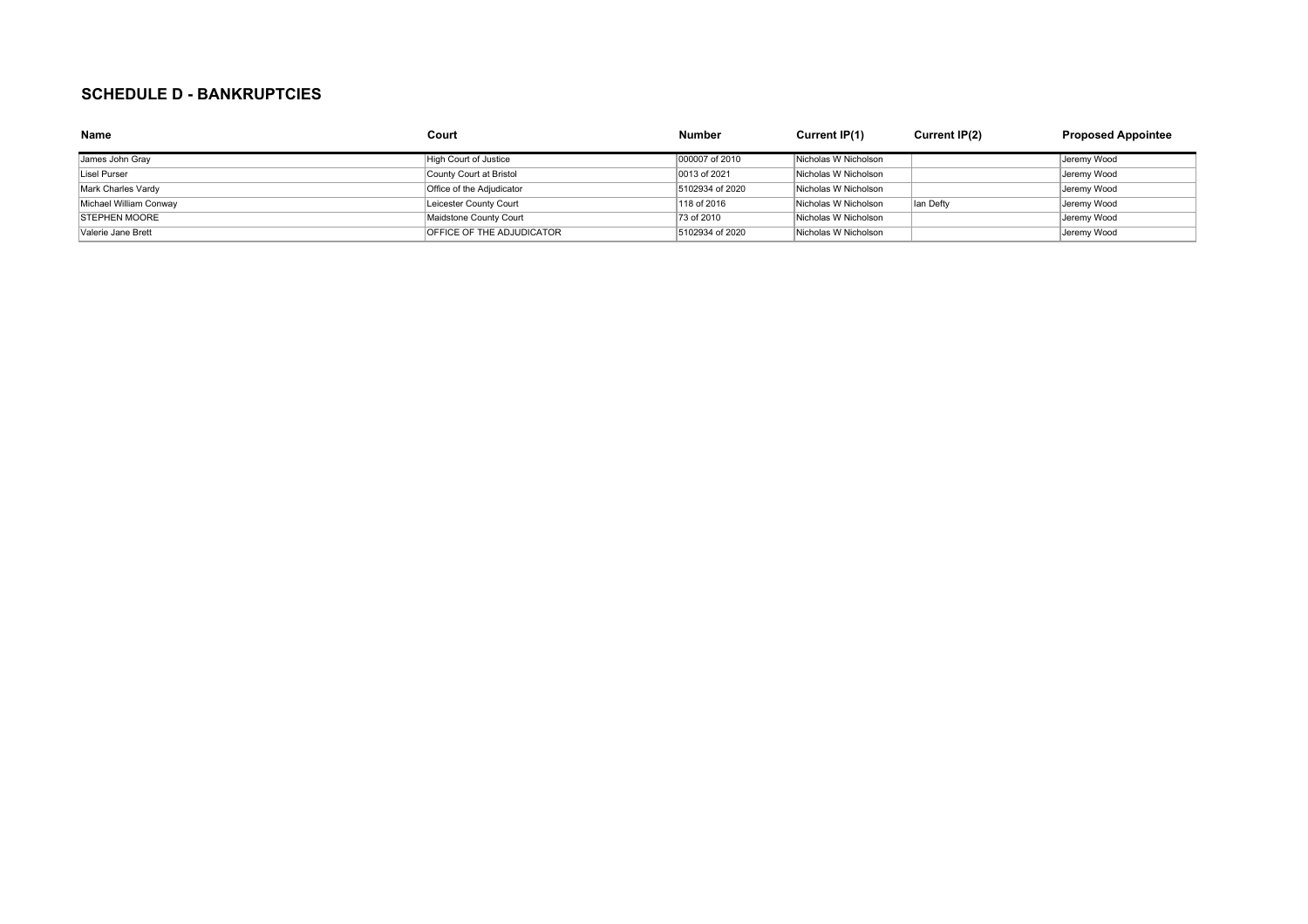## SCHEDULE D - BANKRUPTCIES

| Name | Court | Number | Current IP(1) | Current IP(2) | Proposed Appointee |
|---|---|---|---|---|---|
| James John Gray | High Court of Justice | 000007 of 2010 | Nicholas W Nicholson | | Jeremy Wood |
| Lisel Purser | County Court at Bristol | 0013 of 2021 | Nicholas W Nicholson | | Jeremy Wood |
| Mark Charles Vardy | Office of the Adjudicator | 5102934 of 2020 | Nicholas W Nicholson | | Jeremy Wood |
| Michael William Conway | Leicester County Court | 118 of 2016 | Nicholas W Nicholson | Ian Defty | Jeremy Wood |
| STEPHEN MOORE | Maidstone County Court | 73 of 2010 | Nicholas W Nicholson | | Jeremy Wood |
| Valerie Jane Brett | OFFICE OF THE ADJUDICATOR | 5102934 of 2020 | Nicholas W Nicholson | | Jeremy Wood |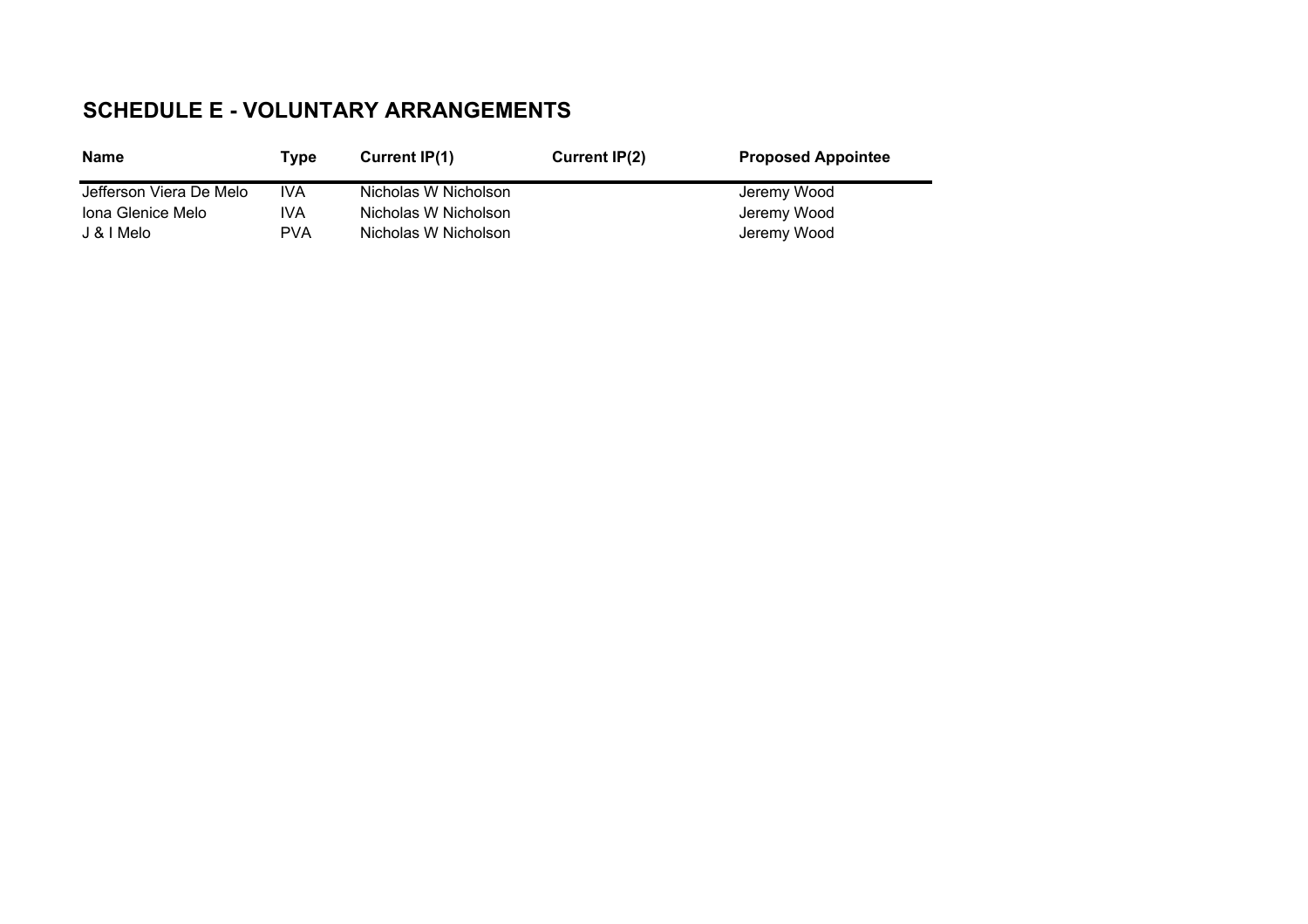## SCHEDULE E - VOLUNTARY ARRANGEMENTS

| Name | Type | Current IP(1) | Current IP(2) | Proposed Appointee |
|---|---|---|---|---|
| Jefferson Viera De Melo | IVA | Nicholas W Nicholson | | Jeremy Wood |
| Iona Glenice Melo | IVA | Nicholas W Nicholson | | Jeremy Wood |
| J & I Melo | PVA | Nicholas W Nicholson | | Jeremy Wood |